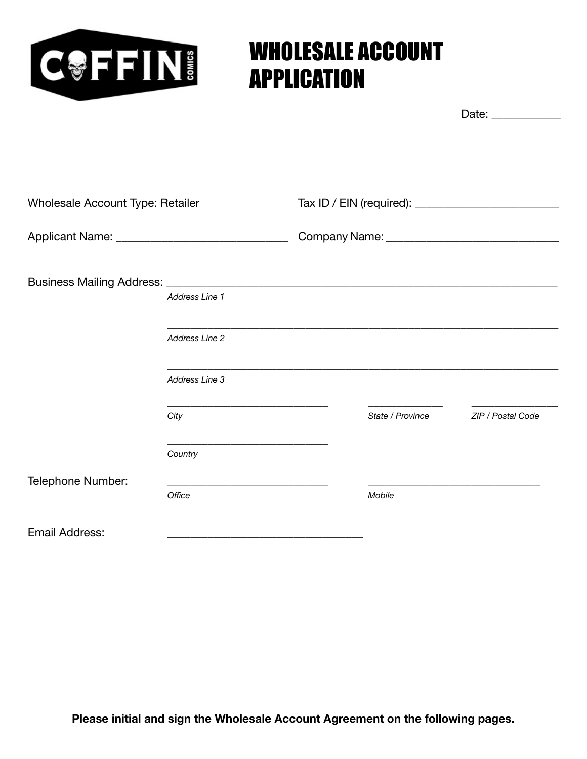COFFIN COMICS

# WHOLESALE ACCOUNT APPLICATION

Date: ___________

Wholesale Account Type: Retailer

Tax ID / EIN (required): ________________________

Applicant Name: ____________________________

Company Name: ____________________________

Business Mailing Address: ________________________________________________________________

*Address Line 1*

________________________________________________________________

*Address Line 2*

________________________________________________________________

*Address Line 3*

______________________________ ______________ ________________

*City* *State / Province* *ZIP / Postal Code*

______________________________

*Country*

Telephone Number: ______________________________ ______________________________

*Office* *Mobile*

Email Address: __________________________________

**Please initial and sign the Wholesale Account Agreement on the following pages.**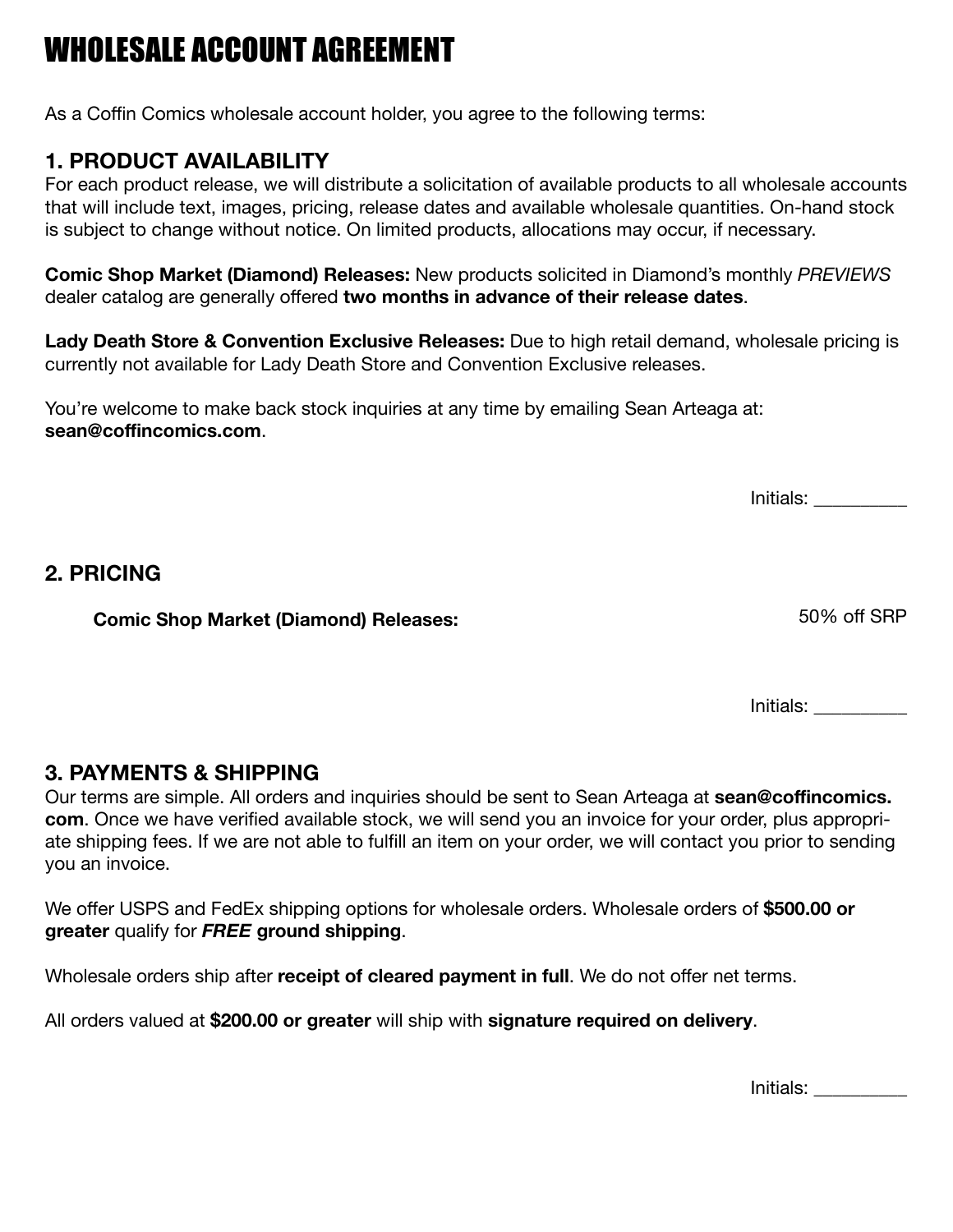# WHOLESALE ACCOUNT AGREEMENT

As a Coffin Comics wholesale account holder, you agree to the following terms:

## 1. PRODUCT AVAILABILITY

For each product release, we will distribute a solicitation of available products to all wholesale accounts that will include text, images, pricing, release dates and available wholesale quantities. On-hand stock is subject to change without notice. On limited products, allocations may occur, if necessary.

**Comic Shop Market (Diamond) Releases:** New products solicited in Diamond's monthly *PREVIEWS* dealer catalog are generally offered **two months in advance of their release dates**.

**Lady Death Store & Convention Exclusive Releases:** Due to high retail demand, wholesale pricing is currently not available for Lady Death Store and Convention Exclusive releases.

You're welcome to make back stock inquiries at any time by emailing Sean Arteaga at: **sean@coffincomics.com**.

Initials: _________

## 2. PRICING

**Comic Shop Market (Diamond) Releases:** 50% off SRP

Initials: _________

## 3. PAYMENTS & SHIPPING

Our terms are simple. All orders and inquiries should be sent to Sean Arteaga at **sean@coffincomics.com**. Once we have verified available stock, we will send you an invoice for your order, plus appropriate shipping fees. If we are not able to fulfill an item on your order, we will contact you prior to sending you an invoice.

We offer USPS and FedEx shipping options for wholesale orders. Wholesale orders of **$500.00 or greater** qualify for ***FREE* ground shipping**.

Wholesale orders ship after **receipt of cleared payment in full**. We do not offer net terms.

All orders valued at **$200.00 or greater** will ship with **signature required on delivery**.

Initials: _________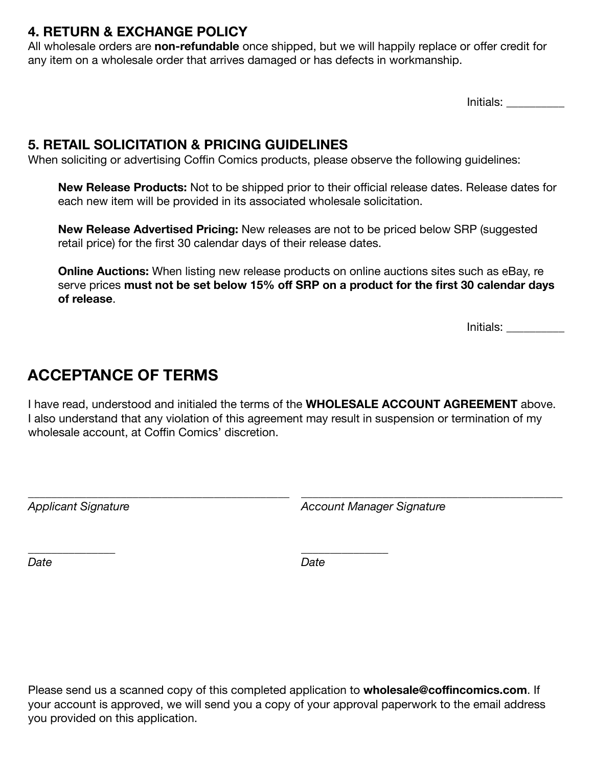## 4. RETURN & EXCHANGE POLICY

All wholesale orders are **non-refundable** once shipped, but we will happily replace or offer credit for any item on a wholesale order that arrives damaged or has defects in workmanship.

Initials: _________

## 5. RETAIL SOLICITATION & PRICING GUIDELINES

When soliciting or advertising Coffin Comics products, please observe the following guidelines:

**New Release Products:** Not to be shipped prior to their official release dates. Release dates for each new item will be provided in its associated wholesale solicitation.

**New Release Advertised Pricing:** New releases are not to be priced below SRP (suggested retail price) for the first 30 calendar days of their release dates.

**Online Auctions:** When listing new release products on online auctions sites such as eBay, re serve prices **must not be set below 15% off SRP on a product for the first 30 calendar days of release**.

Initials: _________

# ACCEPTANCE OF TERMS

I have read, understood and initialed the terms of the **WHOLESALE ACCOUNT AGREEMENT** above. I also understand that any violation of this agreement may result in suspension or termination of my wholesale account, at Coffin Comics' discretion.

_____________________________________________
*Applicant Signature*

_____________________________________________
*Account Manager Signature*

______________
*Date*

______________
*Date*

Please send us a scanned copy of this completed application to **wholesale@coffincomics.com**. If your account is approved, we will send you a copy of your approval paperwork to the email address you provided on this application.